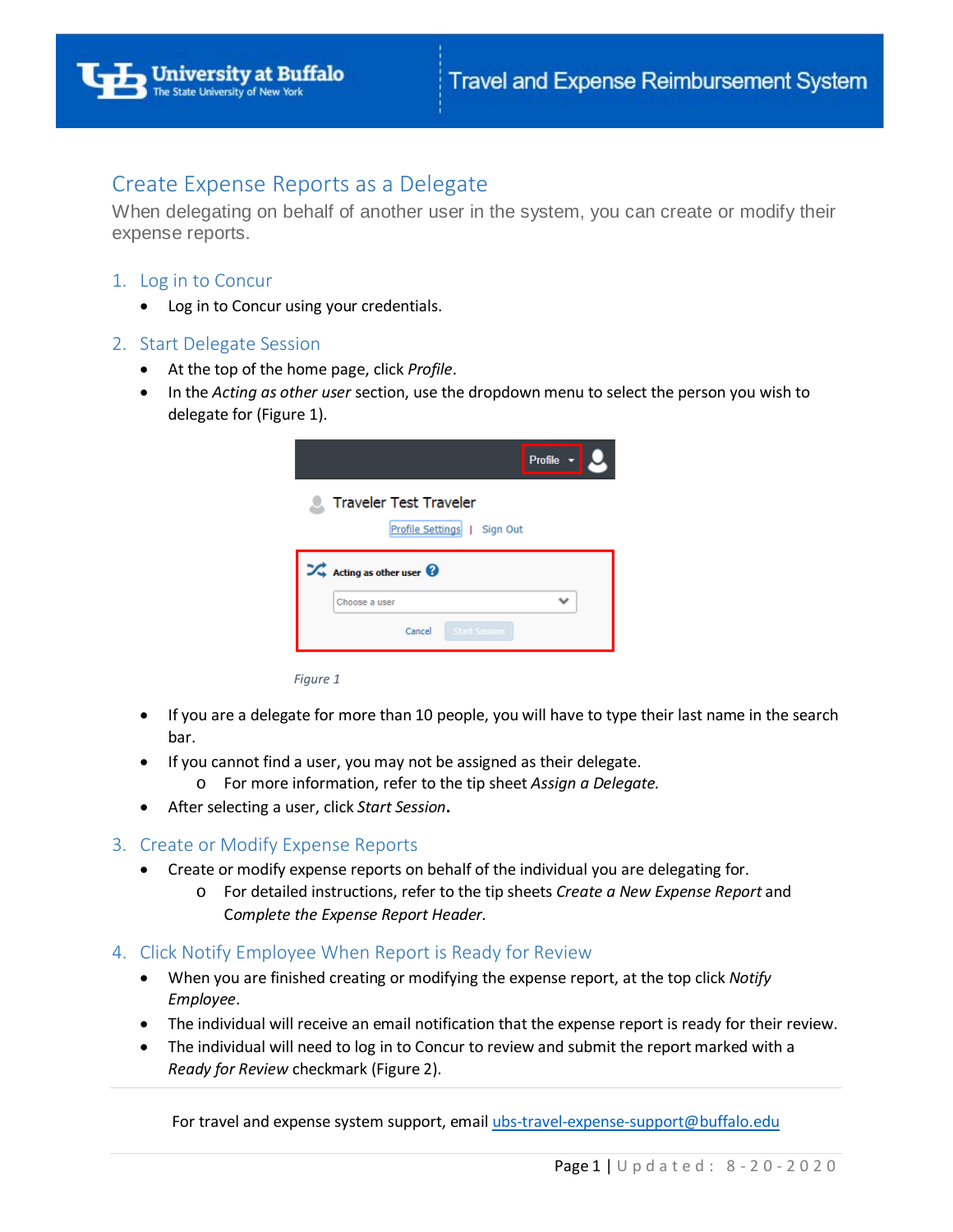# Create Expense Reports as a Delegate

When delegating on behalf of another user in the system, you can create or modify their expense reports.

## 1. Log in to Concur

- Log in to Concur using your credentials.

## 2. Start Delegate Session

- At the top of the home page, click *Profile*.
- In the *Acting as other user* section, use the dropdown menu to select the person you wish to delegate for (Figure 1).

*Figure 1*

- If you are a delegate for more than 10 people, you will have to type their last name in the search bar.
- If you cannot find a user, you may not be assigned as their delegate.
  - For more information, refer to the tip sheet *Assign a Delegate.*
- After selecting a user, click *Start Session***.**

## 3. Create or Modify Expense Reports

- Create or modify expense reports on behalf of the individual you are delegating for.
  - For detailed instructions, refer to the tip sheets *Create a New Expense Report* and *Complete the Expense Report Header.*

## 4. Click Notify Employee When Report is Ready for Review

- When you are finished creating or modifying the expense report, at the top click *Notify Employee*.
- The individual will receive an email notification that the expense report is ready for their review.
- The individual will need to log in to Concur to review and submit the report marked with a *Ready for Review* checkmark (Figure 2).

For travel and expense system support, email ubs-travel-expense-support@buffalo.edu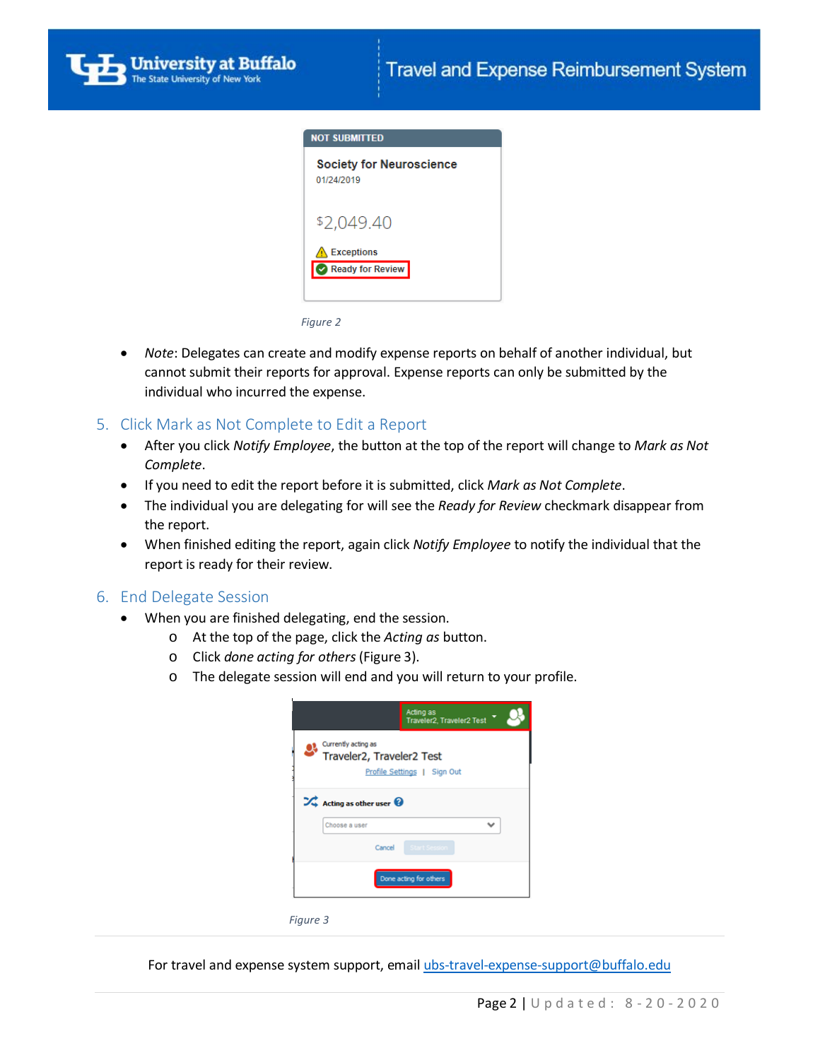Figure 2

- *Note*: Delegates can create and modify expense reports on behalf of another individual, but cannot submit their reports for approval. Expense reports can only be submitted by the individual who incurred the expense.

## 5. Click Mark as Not Complete to Edit a Report

- After you click *Notify Employee*, the button at the top of the report will change to *Mark as Not Complete*.
- If you need to edit the report before it is submitted, click *Mark as Not Complete*.
- The individual you are delegating for will see the *Ready for Review* checkmark disappear from the report.
- When finished editing the report, again click *Notify Employee* to notify the individual that the report is ready for their review.

## 6. End Delegate Session

- When you are finished delegating, end the session.
  - At the top of the page, click the *Acting as* button.
  - Click *done acting for others* (Figure 3).
  - The delegate session will end and you will return to your profile.

Figure 3

For travel and expense system support, email ubs-travel-expense-support@buffalo.edu